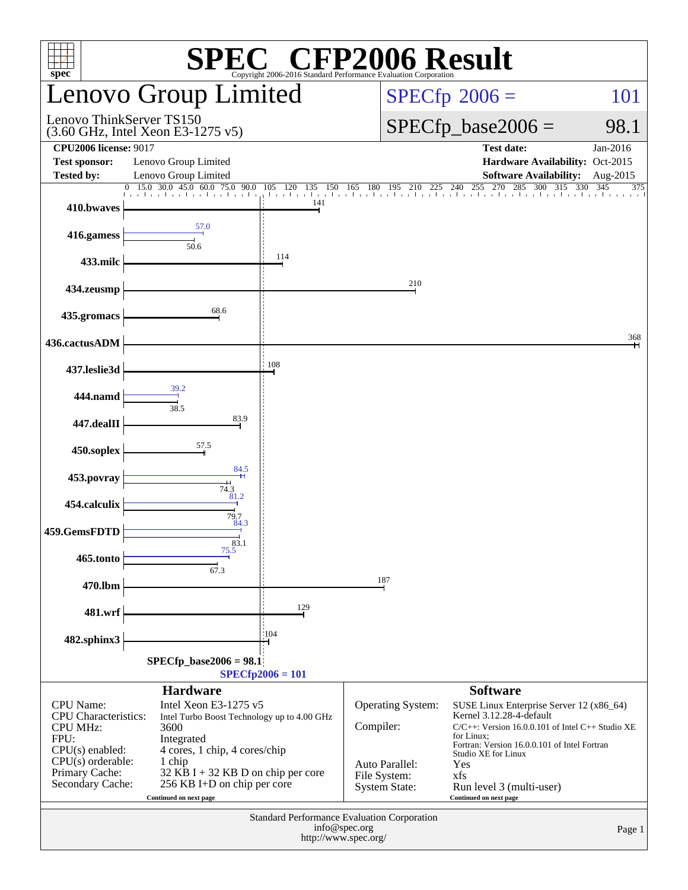# SPEC® CFP2006 Result

Copyright 2006-2016 Standard Performance Evaluation Corporation

## Lenovo Group Limited

Lenovo ThinkServer TS150
(3.60 GHz, Intel Xeon E3-1275 v5)

SPECfp 2006 = 101

SPECfp_base2006 = 98.1

| | | | |
|---|---|---|---|
| **CPU2006 license:** 9017 | | **Test date:** | Jan-2016 |
| **Test sponsor:** | Lenovo Group Limited | **Hardware Availability:** | Oct-2015 |
| **Tested by:** | Lenovo Group Limited | **Software Availability:** | Aug-2015 |

| Benchmark | Peak | Base |
|---|---|---|
| 410.bwaves | | 141 |
| 416.gamess | 57.0 | 50.6 |
| 433.milc | | 114 |
| 434.zeusmp | | 210 |
| 435.gromacs | | 68.6 |
| 436.cactusADM | | 368 |
| 437.leslie3d | | 108 |
| 444.namd | 39.2 | 38.5 |
| 447.dealII | | 83.9 |
| 450.soplex | | 57.5 |
| 453.povray | 84.5 | 74.3 |
| 454.calculix | 81.2 | 79.7 |
| 459.GemsFDTD | 84.3 | 83.1 |
| 465.tonto | 75.5 | 67.3 |
| 470.lbm | | 187 |
| 481.wrf | | 129 |
| 482.sphinx3 | | 104 |

SPECfp_base2006 = 98.1
SPECfp2006 = 101

### Hardware

| | |
|---|---|
| CPU Name: | Intel Xeon E3-1275 v5 |
| CPU Characteristics: | Intel Turbo Boost Technology up to 4.00 GHz |
| CPU MHz: | 3600 |
| FPU: | Integrated |
| CPU(s) enabled: | 4 cores, 1 chip, 4 cores/chip |
| CPU(s) orderable: | 1 chip |
| Primary Cache: | 32 KB I + 32 KB D on chip per core |
| Secondary Cache: | 256 KB I+D on chip per core |

Continued on next page

### Software

| | |
|---|---|
| Operating System: | SUSE Linux Enterprise Server 12 (x86_64) Kernel 3.12.28-4-default |
| Compiler: | C/C++: Version 16.0.0.101 of Intel C++ Studio XE for Linux; Fortran: Version 16.0.0.101 of Intel Fortran Studio XE for Linux |
| Auto Parallel: | Yes |
| File System: | xfs |
| System State: | Run level 3 (multi-user) |

Continued on next page

Standard Performance Evaluation Corporation
info@spec.org
http://www.spec.org/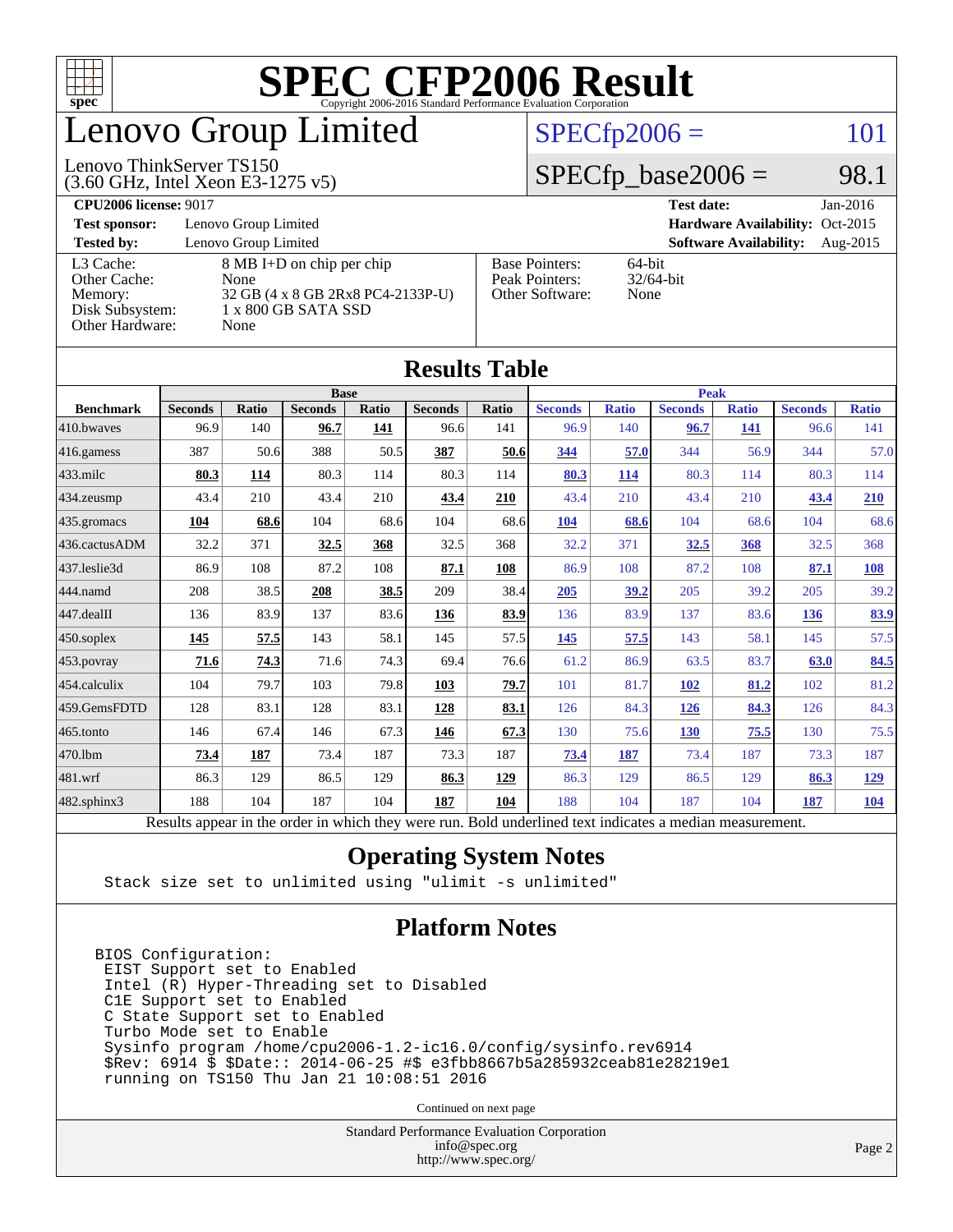# SPEC CFP2006 Result

Copyright 2006-2016 Standard Performance Evaluation Corporation

# Lenovo Group Limited

Lenovo ThinkServer TS150
(3.60 GHz, Intel Xeon E3-1275 v5)

SPECfp2006 = 101

SPECfp_base2006 = 98.1

**CPU2006 license:** 9017
**Test sponsor:** Lenovo Group Limited
**Tested by:** Lenovo Group Limited

**Test date:** Jan-2016
**Hardware Availability:** Oct-2015
**Software Availability:** Aug-2015

| | |
|---|---|
| L3 Cache: | 8 MB I+D on chip per chip |
| Other Cache: | None |
| Memory: | 32 GB (4 x 8 GB 2Rx8 PC4-2133P-U) |
| Disk Subsystem: | 1 x 800 GB SATA SSD |
| Other Hardware: | None |

| | |
|---|---|
| Base Pointers: | 64-bit |
| Peak Pointers: | 32/64-bit |
| Other Software: | None |

## Results Table

| | Base | | | | | | Peak | | | | | |
|---|---|---|---|---|---|---|---|---|---|---|---|---|
| **Benchmark** | **Seconds** | **Ratio** | **Seconds** | **Ratio** | **Seconds** | **Ratio** | **Seconds** | **Ratio** | **Seconds** | **Ratio** | **Seconds** | **Ratio** |
| 410.bwaves | 96.9 | 140 | **96.7** | **141** | 96.6 | 141 | 96.9 | 140 | **96.7** | **141** | 96.6 | 141 |
| 416.gamess | 387 | 50.6 | 388 | 50.5 | **387** | **50.6** | **344** | **57.0** | 344 | 56.9 | 344 | 57.0 |
| 433.milc | **80.3** | **114** | 80.3 | 114 | 80.3 | 114 | **80.3** | **114** | 80.3 | 114 | 80.3 | 114 |
| 434.zeusmp | 43.4 | 210 | 43.4 | 210 | **43.4** | **210** | 43.4 | 210 | 43.4 | 210 | **43.4** | **210** |
| 435.gromacs | **104** | **68.6** | 104 | 68.6 | 104 | 68.6 | **104** | **68.6** | 104 | 68.6 | 104 | 68.6 |
| 436.cactusADM | 32.2 | 371 | **32.5** | **368** | 32.5 | 368 | 32.2 | 371 | **32.5** | **368** | 32.5 | 368 |
| 437.leslie3d | 86.9 | 108 | 87.2 | 108 | **87.1** | **108** | 86.9 | 108 | 87.2 | 108 | **87.1** | **108** |
| 444.namd | 208 | 38.5 | **208** | **38.5** | 209 | 38.4 | **205** | **39.2** | 205 | 39.2 | 205 | 39.2 |
| 447.dealII | 136 | 83.9 | 137 | 83.6 | **136** | **83.9** | 136 | 83.9 | 137 | 83.6 | **136** | **83.9** |
| 450.soplex | **145** | **57.5** | 143 | 58.1 | 145 | 57.5 | **145** | **57.5** | 143 | 58.1 | 145 | 57.5 |
| 453.povray | **71.6** | **74.3** | 71.6 | 74.3 | 69.4 | 76.6 | 61.2 | 86.9 | 63.5 | 83.7 | **63.0** | **84.5** |
| 454.calculix | 104 | 79.7 | 103 | 79.8 | **103** | **79.7** | 101 | 81.7 | **102** | **81.2** | 102 | 81.2 |
| 459.GemsFDTD | 128 | 83.1 | 128 | 83.1 | **128** | **83.1** | 126 | 84.3 | **126** | **84.3** | 126 | 84.3 |
| 465.tonto | 146 | 67.4 | 146 | 67.3 | **146** | **67.3** | 130 | 75.6 | **130** | **75.5** | 130 | 75.5 |
| 470.lbm | **73.4** | **187** | 73.4 | 187 | 73.3 | 187 | **73.4** | **187** | 73.4 | 187 | 73.3 | 187 |
| 481.wrf | 86.3 | 129 | 86.5 | 129 | **86.3** | **129** | 86.3 | 129 | 86.5 | 129 | **86.3** | **129** |
| 482.sphinx3 | 188 | 104 | 187 | 104 | **187** | **104** | 188 | 104 | 187 | 104 | **187** | **104** |

Results appear in the order in which they were run. Bold underlined text indicates a median measurement.

## Operating System Notes

```
Stack size set to unlimited using "ulimit -s unlimited"
```

## Platform Notes

```
BIOS Configuration:
 EIST Support set to Enabled
 Intel (R) Hyper-Threading set to Disabled
 C1E Support set to Enabled
 C State Support set to Enabled
 Turbo Mode set to Enable
 Sysinfo program /home/cpu2006-1.2-ic16.0/config/sysinfo.rev6914
 $Rev: 6914 $ $Date:: 2014-06-25 #$ e3fbb8667b5a285932ceab81e28219e1
 running on TS150 Thu Jan 21 10:08:51 2016
```

Continued on next page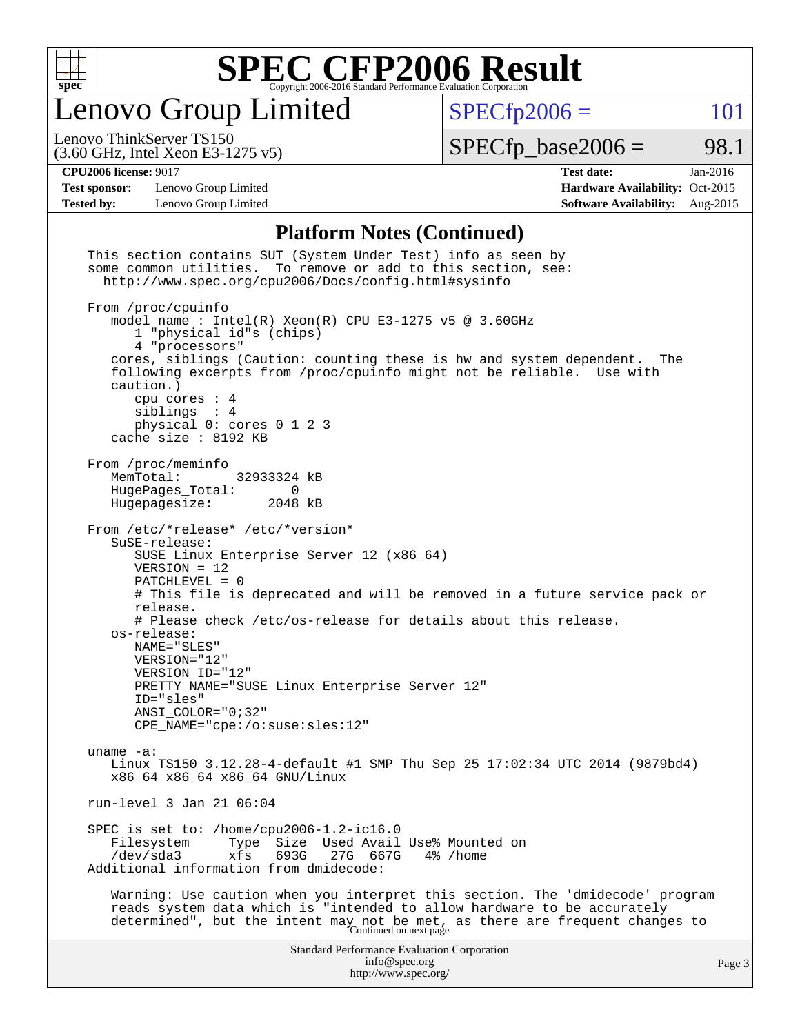# SPEC CFP2006 Result

## Lenovo Group Limited

Lenovo ThinkServer TS150
(3.60 GHz, Intel Xeon E3-1275 v5)

SPECfp2006 = 101
SPECfp_base2006 = 98.1

**CPU2006 license:** 9017
**Test sponsor:** Lenovo Group Limited
**Tested by:** Lenovo Group Limited
**Test date:** Jan-2016
**Hardware Availability:** Oct-2015
**Software Availability:** Aug-2015

## Platform Notes (Continued)

```
This section contains SUT (System Under Test) info as seen by
some common utilities.  To remove or add to this section, see:
  http://www.spec.org/cpu2006/Docs/config.html#sysinfo

From /proc/cpuinfo
   model name : Intel(R) Xeon(R) CPU E3-1275 v5 @ 3.60GHz
      1 "physical id"s (chips)
      4 "processors"
   cores, siblings (Caution: counting these is hw and system dependent.  The
   following excerpts from /proc/cpuinfo might not be reliable.  Use with
   caution.)
      cpu cores : 4
      siblings  : 4
      physical 0: cores 0 1 2 3
   cache size : 8192 KB

From /proc/meminfo
   MemTotal:       32933324 kB
   HugePages_Total:       0
   Hugepagesize:       2048 kB

From /etc/*release* /etc/*version*
   SuSE-release:
      SUSE Linux Enterprise Server 12 (x86_64)
      VERSION = 12
      PATCHLEVEL = 0
      # This file is deprecated and will be removed in a future service pack or
      release.
      # Please check /etc/os-release for details about this release.
   os-release:
      NAME="SLES"
      VERSION="12"
      VERSION_ID="12"
      PRETTY_NAME="SUSE Linux Enterprise Server 12"
      ID="sles"
      ANSI_COLOR="0;32"
      CPE_NAME="cpe:/o:suse:sles:12"

uname -a:
   Linux TS150 3.12.28-4-default #1 SMP Thu Sep 25 17:02:34 UTC 2014 (9879bd4)
   x86_64 x86_64 x86_64 GNU/Linux

run-level 3 Jan 21 06:04

SPEC is set to: /home/cpu2006-1.2-ic16.0
   Filesystem     Type  Size  Used Avail Use% Mounted on
   /dev/sda3      xfs   693G   27G  667G   4% /home
Additional information from dmidecode:

   Warning: Use caution when you interpret this section. The 'dmidecode' program
   reads system data which is "intended to allow hardware to be accurately
   determined", but the intent may not be met, as there are frequent changes to
```

Continued on next page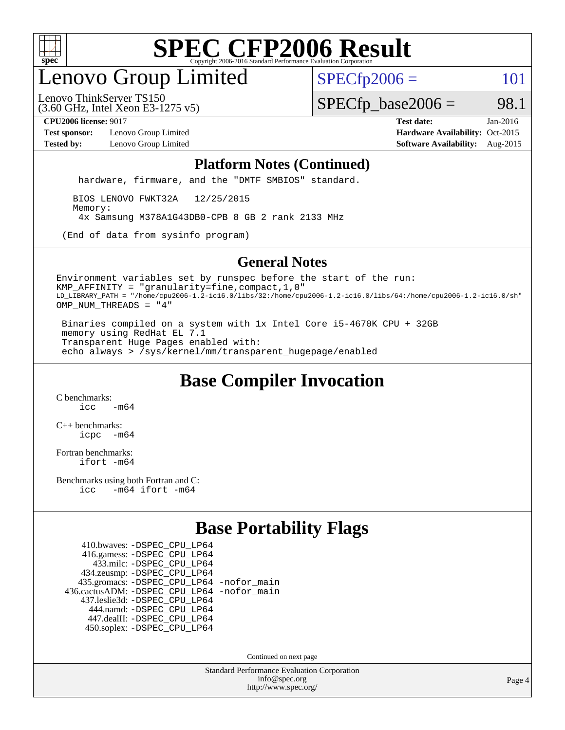# SPEC CFP2006 Result

Copyright 2006-2016 Standard Performance Evaluation Corporation

## Lenovo Group Limited

Lenovo ThinkServer TS150
(3.60 GHz, Intel Xeon E3-1275 v5)

SPECfp2006 = 101

SPECfp_base2006 = 98.1

**CPU2006 license:** 9017
**Test sponsor:** Lenovo Group Limited
**Tested by:** Lenovo Group Limited

**Test date:** Jan-2016
**Hardware Availability:** Oct-2015
**Software Availability:** Aug-2015

### Platform Notes (Continued)

```
   hardware, firmware, and the "DMTF SMBIOS" standard.

  BIOS LENOVO FWKT32A   12/25/2015
  Memory:
   4x Samsung M378A1G43DB0-CPB 8 GB 2 rank 2133 MHz

(End of data from sysinfo program)
```

### General Notes

```
Environment variables set by runspec before the start of the run:
KMP_AFFINITY = "granularity=fine,compact,1,0"
LD_LIBRARY_PATH = "/home/cpu2006-1.2-ic16.0/libs/32:/home/cpu2006-1.2-ic16.0/libs/64:/home/cpu2006-1.2-ic16.0/sh"
OMP_NUM_THREADS = "4"

 Binaries compiled on a system with 1x Intel Core i5-4670K CPU + 32GB
 memory using RedHat EL 7.1
 Transparent Huge Pages enabled with:
 echo always > /sys/kernel/mm/transparent_hugepage/enabled
```

## Base Compiler Invocation

C benchmarks:
`icc   -m64`

C++ benchmarks:
`icpc  -m64`

Fortran benchmarks:
`ifort -m64`

Benchmarks using both Fortran and C:
`icc   -m64 ifort -m64`

## Base Portability Flags

410.bwaves: -DSPEC_CPU_LP64
416.gamess: -DSPEC_CPU_LP64
433.milc: -DSPEC_CPU_LP64
434.zeusmp: -DSPEC_CPU_LP64
435.gromacs: -DSPEC_CPU_LP64 -nofor_main
436.cactusADM: -DSPEC_CPU_LP64 -nofor_main
437.leslie3d: -DSPEC_CPU_LP64
444.namd: -DSPEC_CPU_LP64
447.dealII: -DSPEC_CPU_LP64
450.soplex: -DSPEC_CPU_LP64

Continued on next page

Standard Performance Evaluation Corporation
info@spec.org
http://www.spec.org/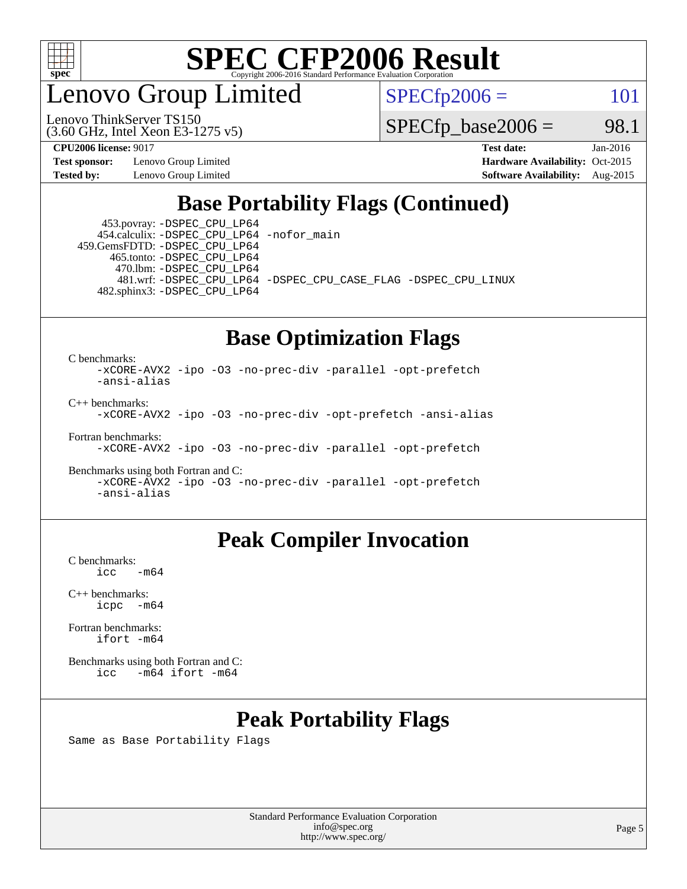# SPEC CFP2006 Result

Copyright 2006-2016 Standard Performance Evaluation Corporation

## Lenovo Group Limited

Lenovo ThinkServer TS150
(3.60 GHz, Intel Xeon E3-1275 v5)

SPECfp2006 = 101

SPECfp_base2006 = 98.1

**CPU2006 license:** 9017
**Test sponsor:** Lenovo Group Limited
**Tested by:** Lenovo Group Limited

**Test date:** Jan-2016
**Hardware Availability:** Oct-2015
**Software Availability:** Aug-2015

## Base Portability Flags (Continued)

```
     453.povray: -DSPEC_CPU_LP64
    454.calculix: -DSPEC_CPU_LP64 -nofor_main
   459.GemsFDTD: -DSPEC_CPU_LP64
      465.tonto: -DSPEC_CPU_LP64
        470.lbm: -DSPEC_CPU_LP64
        481.wrf: -DSPEC_CPU_LP64 -DSPEC_CPU_CASE_FLAG -DSPEC_CPU_LINUX
    482.sphinx3: -DSPEC_CPU_LP64
```

## Base Optimization Flags

C benchmarks:
```
-xCORE-AVX2 -ipo -O3 -no-prec-div -parallel -opt-prefetch
-ansi-alias
```

C++ benchmarks:
```
-xCORE-AVX2 -ipo -O3 -no-prec-div -opt-prefetch -ansi-alias
```

Fortran benchmarks:
```
-xCORE-AVX2 -ipo -O3 -no-prec-div -parallel -opt-prefetch
```

Benchmarks using both Fortran and C:
```
-xCORE-AVX2 -ipo -O3 -no-prec-div -parallel -opt-prefetch
-ansi-alias
```

## Peak Compiler Invocation

C benchmarks:
```
icc   -m64
```

C++ benchmarks:
```
icpc  -m64
```

Fortran benchmarks:
```
ifort -m64
```

Benchmarks using both Fortran and C:
```
icc   -m64 ifort -m64
```

## Peak Portability Flags

Same as Base Portability Flags

Standard Performance Evaluation Corporation
info@spec.org
http://www.spec.org/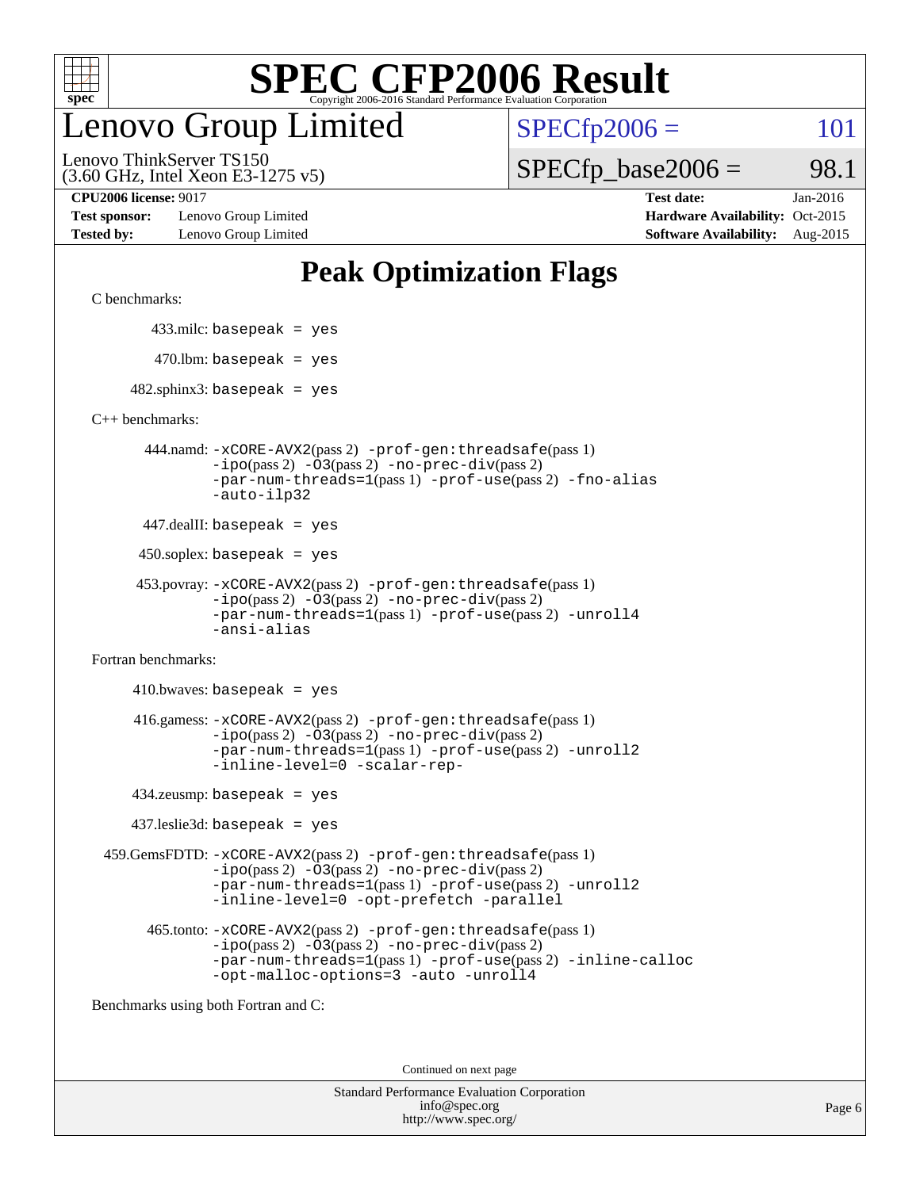# SPEC CFP2006 Result

Copyright 2006-2016 Standard Performance Evaluation Corporation

# Lenovo Group Limited

Lenovo ThinkServer TS150
(3.60 GHz, Intel Xeon E3-1275 v5)

SPECfp2006 = 101

SPECfp_base2006 = 98.1

| | | | |
|---|---|---|---|
| **CPU2006 license:** 9017 | | **Test date:** | Jan-2016 |
| **Test sponsor:** | Lenovo Group Limited | **Hardware Availability:** | Oct-2015 |
| **Tested by:** | Lenovo Group Limited | **Software Availability:** | Aug-2015 |

## Peak Optimization Flags

C benchmarks:

433.milc: `basepeak = yes`

470.lbm: `basepeak = yes`

482.sphinx3: `basepeak = yes`

C++ benchmarks:

444.namd: `-xCORE-AVX2`(pass 2) `-prof-gen:threadsafe`(pass 1) `-ipo`(pass 2) `-O3`(pass 2) `-no-prec-div`(pass 2) `-par-num-threads=1`(pass 1) `-prof-use`(pass 2) `-fno-alias` `-auto-ilp32`

447.dealII: `basepeak = yes`

450.soplex: `basepeak = yes`

453.povray: `-xCORE-AVX2`(pass 2) `-prof-gen:threadsafe`(pass 1) `-ipo`(pass 2) `-O3`(pass 2) `-no-prec-div`(pass 2) `-par-num-threads=1`(pass 1) `-prof-use`(pass 2) `-unroll4` `-ansi-alias`

Fortran benchmarks:

410.bwaves: `basepeak = yes`

416.gamess: `-xCORE-AVX2`(pass 2) `-prof-gen:threadsafe`(pass 1) `-ipo`(pass 2) `-O3`(pass 2) `-no-prec-div`(pass 2) `-par-num-threads=1`(pass 1) `-prof-use`(pass 2) `-unroll2` `-inline-level=0` `-scalar-rep-`

434.zeusmp: `basepeak = yes`

437.leslie3d: `basepeak = yes`

459.GemsFDTD: `-xCORE-AVX2`(pass 2) `-prof-gen:threadsafe`(pass 1) `-ipo`(pass 2) `-O3`(pass 2) `-no-prec-div`(pass 2) `-par-num-threads=1`(pass 1) `-prof-use`(pass 2) `-unroll2` `-inline-level=0` `-opt-prefetch` `-parallel`

465.tonto: `-xCORE-AVX2`(pass 2) `-prof-gen:threadsafe`(pass 1) `-ipo`(pass 2) `-O3`(pass 2) `-no-prec-div`(pass 2) `-par-num-threads=1`(pass 1) `-prof-use`(pass 2) `-inline-calloc` `-opt-malloc-options=3` `-auto` `-unroll4`

Benchmarks using both Fortran and C:

Continued on next page

Standard Performance Evaluation Corporation
info@spec.org
http://www.spec.org/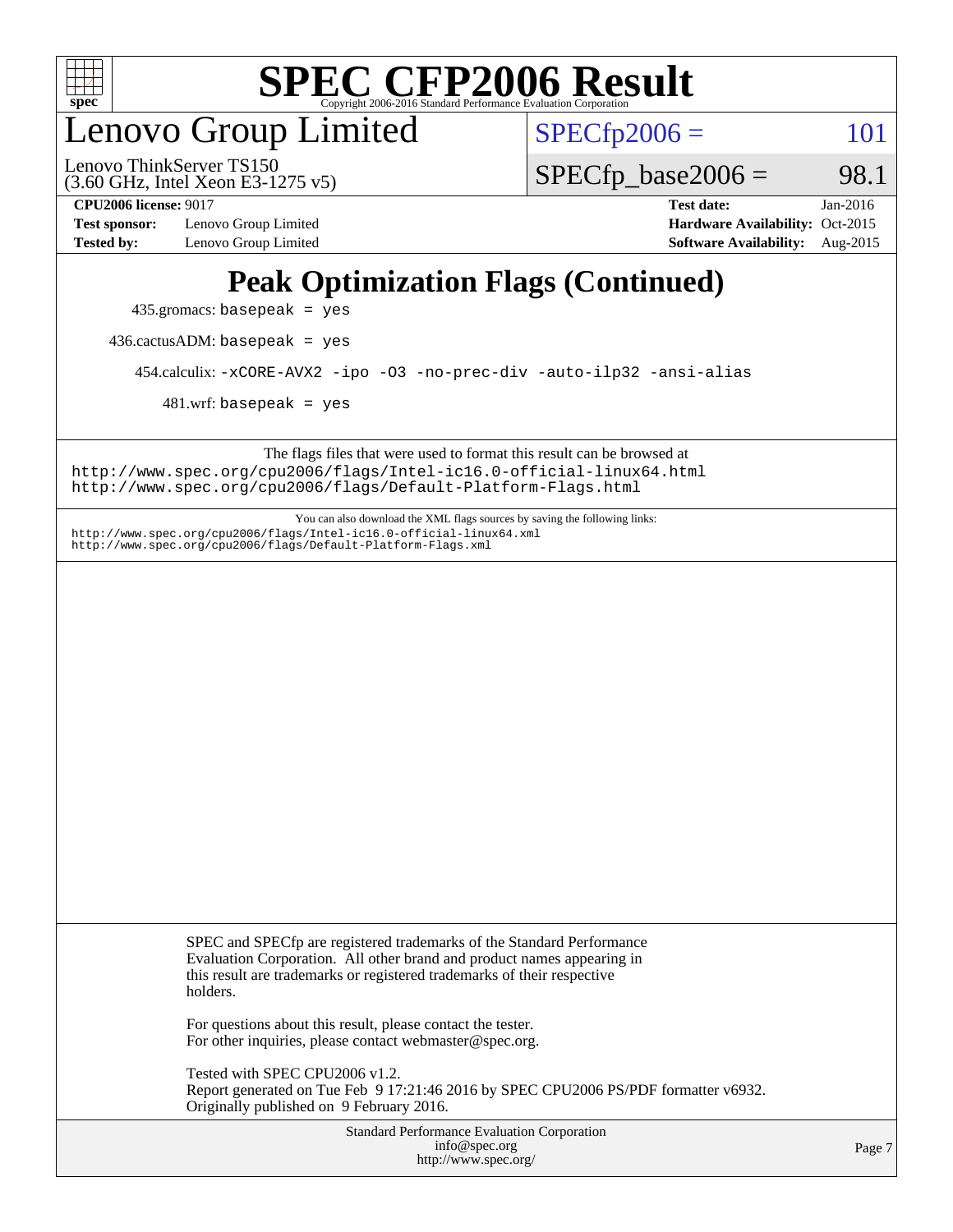# Peak Optimization Flags (Continued)

435.gromacs: basepeak = yes

436.cactusADM: basepeak = yes

454.calculix: -xCORE-AVX2 -ipo -O3 -no-prec-div -auto-ilp32 -ansi-alias

481.wrf: basepeak = yes

The flags files that were used to format this result can be browsed at
http://www.spec.org/cpu2006/flags/Intel-ic16.0-official-linux64.html
http://www.spec.org/cpu2006/flags/Default-Platform-Flags.html

You can also download the XML flags sources by saving the following links:
http://www.spec.org/cpu2006/flags/Intel-ic16.0-official-linux64.xml
http://www.spec.org/cpu2006/flags/Default-Platform-Flags.xml

SPEC and SPECfp are registered trademarks of the Standard Performance Evaluation Corporation. All other brand and product names appearing in this result are trademarks or registered trademarks of their respective holders.

For questions about this result, please contact the tester.
For other inquiries, please contact webmaster@spec.org.

Tested with SPEC CPU2006 v1.2.
Report generated on Tue Feb 9 17:21:46 2016 by SPEC CPU2006 PS/PDF formatter v6932.
Originally published on 9 February 2016.